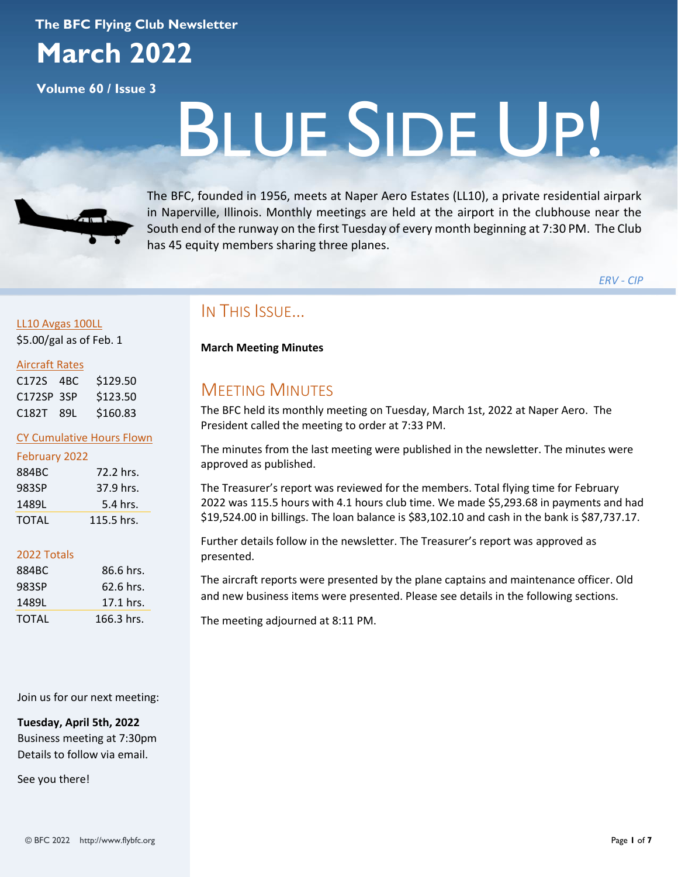The BFC Flying Club Newsletter

# March 2022

Volume 60 / Issue 3

# BLUE SIDE UP!

The BFC, founded in 1956, meets at Naper Aero Estates (LL10), a private residential airpark in Naperville, Illinois. Monthly meetings are held at the airport in the clubhouse near the South end of the runway on the first Tuesday of every month beginning at 7:30 PM. The Club has 45 equity members sharing three planes.

*ERV - CIP*

LL10 Avgas 100LL

$5.00/gal as of Feb. 1

Aircraft Rates

| | | |
|---|---|---|
| C172S | 4BC | $129.50 |
| C172SP | 3SP | $123.50 |
| C182T | 89L | $160.83 |

CY Cumulative Hours Flown

February 2022

| | |
|---|---|
| 884BC | 72.2 hrs. |
| 983SP | 37.9 hrs. |
| 1489L | 5.4 hrs. |
| TOTAL | 115.5 hrs. |

2022 Totals

| | |
|---|---|
| 884BC | 86.6 hrs. |
| 983SP | 62.6 hrs. |
| 1489L | 17.1 hrs. |
| TOTAL | 166.3 hrs. |

Join us for our next meeting:

**Tuesday, April 5th, 2022**
Business meeting at 7:30pm
Details to follow via email.

See you there!

## IN THIS ISSUE...

**March Meeting Minutes**

## MEETING MINUTES

The BFC held its monthly meeting on Tuesday, March 1st, 2022 at Naper Aero. The President called the meeting to order at 7:33 PM.

The minutes from the last meeting were published in the newsletter. The minutes were approved as published.

The Treasurer's report was reviewed for the members. Total flying time for February 2022 was 115.5 hours with 4.1 hours club time. We made $5,293.68 in payments and had $19,524.00 in billings. The loan balance is $83,102.10 and cash in the bank is $87,737.17.

Further details follow in the newsletter. The Treasurer's report was approved as presented.

The aircraft reports were presented by the plane captains and maintenance officer. Old and new business items were presented. Please see details in the following sections.

The meeting adjourned at 8:11 PM.

© BFC 2022 http://www.flybfc.org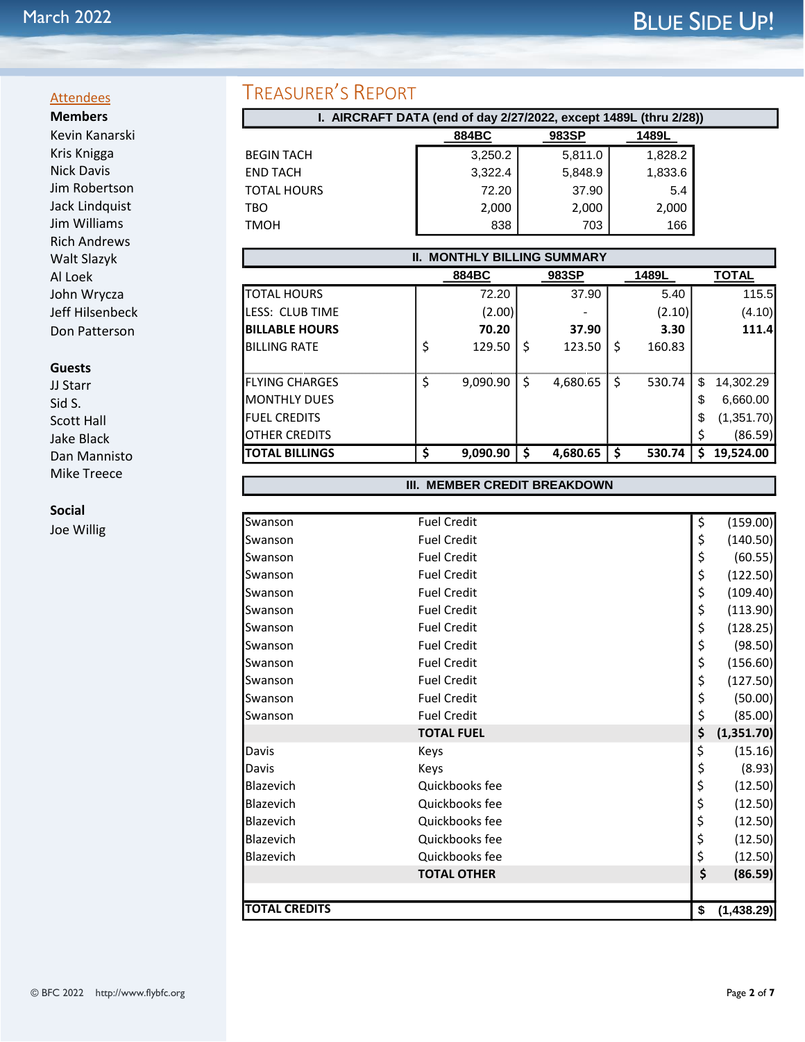## Attendees

**Members**

Kevin Kanarski
Kris Kniggа
Nick Davis
Jim Robertson
Jack Lindquist
Jim Williams
Rich Andrews
Walt Slazyk
Al Loek
John Wrycza
Jeff Hilsenbeck
Don Patterson

**Guests**

JJ Starr
Sid S.
Scott Hall
Jake Black
Dan Mannisto
Mike Treece

**Social**

Joe Willig

# Treasurer's Report

### I. AIRCRAFT DATA (end of day 2/27/2022, except 1489L (thru 2/28))

| | 884BC | 983SP | 1489L |
|---|---|---|---|
| BEGIN TACH | 3,250.2 | 5,811.0 | 1,828.2 |
| END TACH | 3,322.4 | 5,848.9 | 1,833.6 |
| TOTAL HOURS | 72.20 | 37.90 | 5.4 |
| TBO | 2,000 | 2,000 | 2,000 |
| TMOH | 838 | 703 | 166 |

### II. MONTHLY BILLING SUMMARY

| | 884BC | 983SP | 1489L | TOTAL |
|---|---|---|---|---|
| TOTAL HOURS | 72.20 | 37.90 | 5.40 | 115.5 |
| LESS: CLUB TIME | (2.00) | - | (2.10) | (4.10) |
| **BILLABLE HOURS** | **70.20** | **37.90** | **3.30** | **111.4** |
| BILLING RATE | $ 129.50 | $ 123.50 | $ 160.83 | |
| FLYING CHARGES | $ 9,090.90 | $ 4,680.65 | $ 530.74 | $ 14,302.29 |
| MONTHLY DUES | | | | $ 6,660.00 |
| FUEL CREDITS | | | | $ (1,351.70) |
| OTHER CREDITS | | | | $ (86.59) |
| **TOTAL BILLINGS** | **$ 9,090.90** | **$ 4,680.65** | **$ 530.74** | **$ 19,524.00** |

### III. MEMBER CREDIT BREAKDOWN

| | | |
|---|---|---|
| Swanson | Fuel Credit | $ (159.00) |
| Swanson | Fuel Credit | $ (140.50) |
| Swanson | Fuel Credit | $ (60.55) |
| Swanson | Fuel Credit | $ (122.50) |
| Swanson | Fuel Credit | $ (109.40) |
| Swanson | Fuel Credit | $ (113.90) |
| Swanson | Fuel Credit | $ (128.25) |
| Swanson | Fuel Credit | $ (98.50) |
| Swanson | Fuel Credit | $ (156.60) |
| Swanson | Fuel Credit | $ (127.50) |
| Swanson | Fuel Credit | $ (50.00) |
| Swanson | Fuel Credit | $ (85.00) |
| | **TOTAL FUEL** | **$ (1,351.70)** |
| Davis | Keys | $ (15.16) |
| Davis | Keys | $ (8.93) |
| Blazevich | Quickbooks fee | $ (12.50) |
| Blazevich | Quickbooks fee | $ (12.50) |
| Blazevich | Quickbooks fee | $ (12.50) |
| Blazevich | Quickbooks fee | $ (12.50) |
| Blazevich | Quickbooks fee | $ (12.50) |
| | **TOTAL OTHER** | **$ (86.59)** |
| **TOTAL CREDITS** | | **$ (1,438.29)** |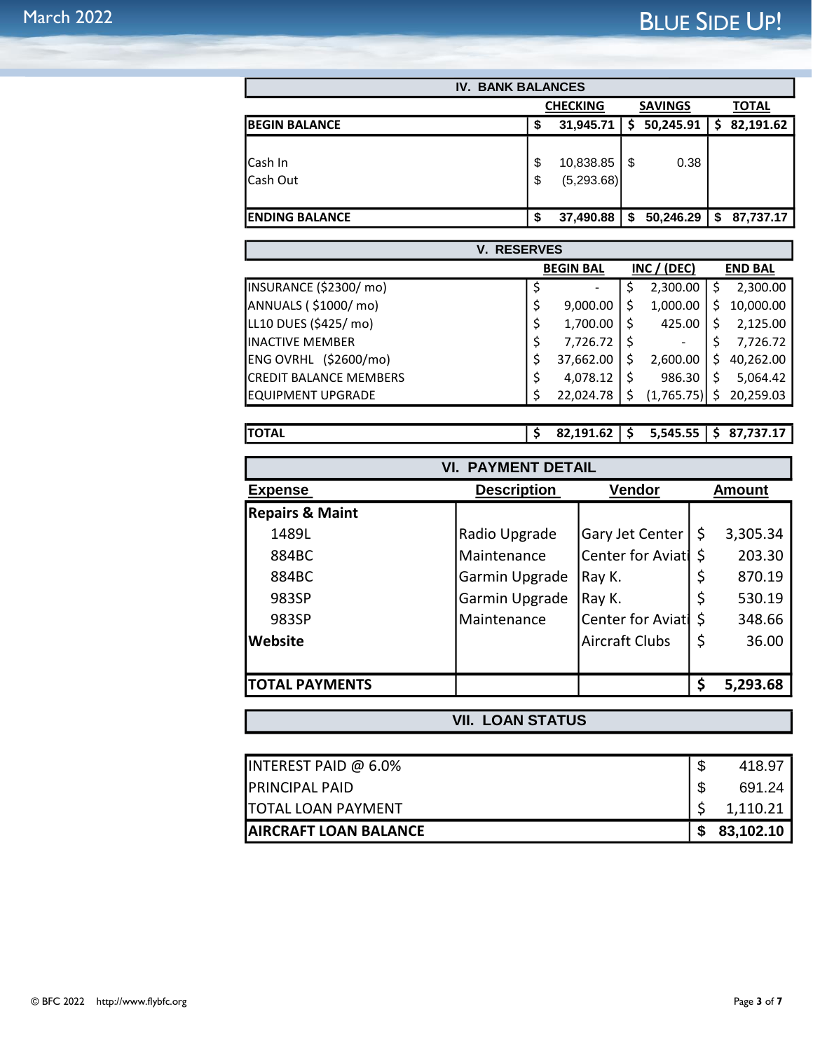## IV. BANK BALANCES

| | CHECKING | SAVINGS | TOTAL |
|---|---|---|---|
| **BEGIN BALANCE** | **$ 31,945.71** | **$ 50,245.91** | **$ 82,191.62** |
| Cash In | $ 10,838.85 | $ 0.38 | |
| Cash Out | $ (5,293.68) | | |
| **ENDING BALANCE** | **$ 37,490.88** | **$ 50,246.29** | **$ 87,737.17** |

## V. RESERVES

| | BEGIN BAL | INC / (DEC) | END BAL |
|---|---|---|---|
| INSURANCE ($2300/ mo) | $ - | $ 2,300.00 | $ 2,300.00 |
| ANNUALS ( $1000/ mo) | $ 9,000.00 | $ 1,000.00 | $ 10,000.00 |
| LL10 DUES ($425/ mo) | $ 1,700.00 | $ 425.00 | $ 2,125.00 |
| INACTIVE MEMBER | $ 7,726.72 | $ - | $ 7,726.72 |
| ENG OVRHL ($2600/mo) | $ 37,662.00 | $ 2,600.00 | $ 40,262.00 |
| CREDIT BALANCE MEMBERS | $ 4,078.12 | $ 986.30 | $ 5,064.42 |
| EQUIPMENT UPGRADE | $ 22,024.78 | $ (1,765.75) | $ 20,259.03 |
| **TOTAL** | **$ 82,191.62** | **$ 5,545.55** | **$ 87,737.17** |

## VI. PAYMENT DETAIL

| Expense | Description | Vendor | Amount |
|---|---|---|---|
| **Repairs & Maint** | | | |
| 1489L | Radio Upgrade | Gary Jet Center | $ 3,305.34 |
| 884BC | Maintenance | Center for Aviati | $ 203.30 |
| 884BC | Garmin Upgrade | Ray K. | $ 870.19 |
| 983SP | Garmin Upgrade | Ray K. | $ 530.19 |
| 983SP | Maintenance | Center for Aviati | $ 348.66 |
| **Website** | | Aircraft Clubs | $ 36.00 |
| **TOTAL PAYMENTS** | | | **$ 5,293.68** |

## VII. LOAN STATUS

| | |
|---|---|
| INTEREST PAID @ 6.0% | $ 418.97 |
| PRINCIPAL PAID | $ 691.24 |
| TOTAL LOAN PAYMENT | $ 1,110.21 |
| **AIRCRAFT LOAN BALANCE** | **$ 83,102.10** |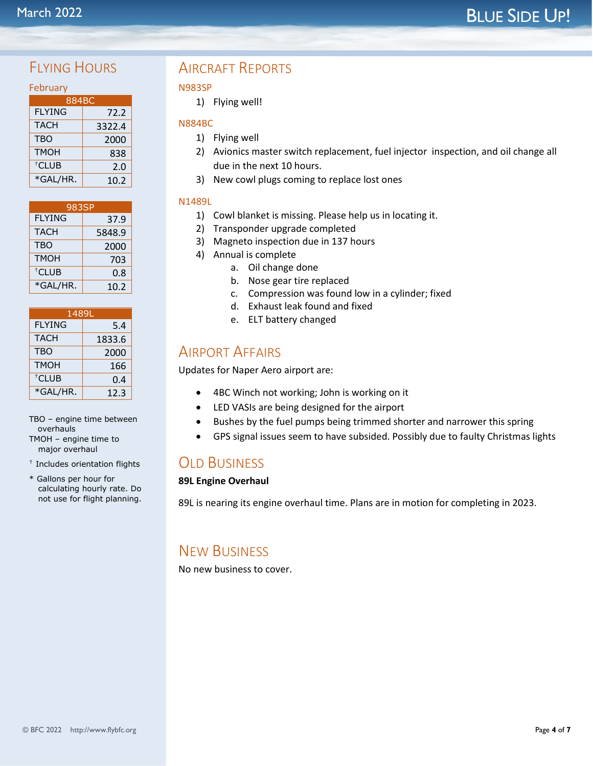## Flying Hours

### February

| 884BC | |
|---|---|
| FLYING | 72.2 |
| TACH | 3322.4 |
| TBO | 2000 |
| TMOH | 838 |
| †CLUB | 2.0 |
| *GAL/HR. | 10.2 |

| 983SP | |
|---|---|
| FLYING | 37.9 |
| TACH | 5848.9 |
| TBO | 2000 |
| TMOH | 703 |
| †CLUB | 0.8 |
| *GAL/HR. | 10.2 |

| 1489L | |
|---|---|
| FLYING | 5.4 |
| TACH | 1833.6 |
| TBO | 2000 |
| TMOH | 166 |
| †CLUB | 0.4 |
| *GAL/HR. | 12.3 |

TBO – engine time between overhauls
TMOH – engine time to major overhaul

† Includes orientation flights

* Gallons per hour for calculating hourly rate. Do not use for flight planning.

## Aircraft Reports

### N983SP

1) Flying well!

### N884BC

1) Flying well
2) Avionics master switch replacement, fuel injector inspection, and oil change all due in the next 10 hours.
3) New cowl plugs coming to replace lost ones

### N1489L

1) Cowl blanket is missing. Please help us in locating it.
2) Transponder upgrade completed
3) Magneto inspection due in 137 hours
4) Annual is complete
   a. Oil change done
   b. Nose gear tire replaced
   c. Compression was found low in a cylinder; fixed
   d. Exhaust leak found and fixed
   e. ELT battery changed

## Airport Affairs

Updates for Naper Aero airport are:

- 4BC Winch not working; John is working on it
- LED VASIs are being designed for the airport
- Bushes by the fuel pumps being trimmed shorter and narrower this spring
- GPS signal issues seem to have subsided. Possibly due to faulty Christmas lights

## Old Business

**89L Engine Overhaul**

89L is nearing its engine overhaul time. Plans are in motion for completing in 2023.

## New Business

No new business to cover.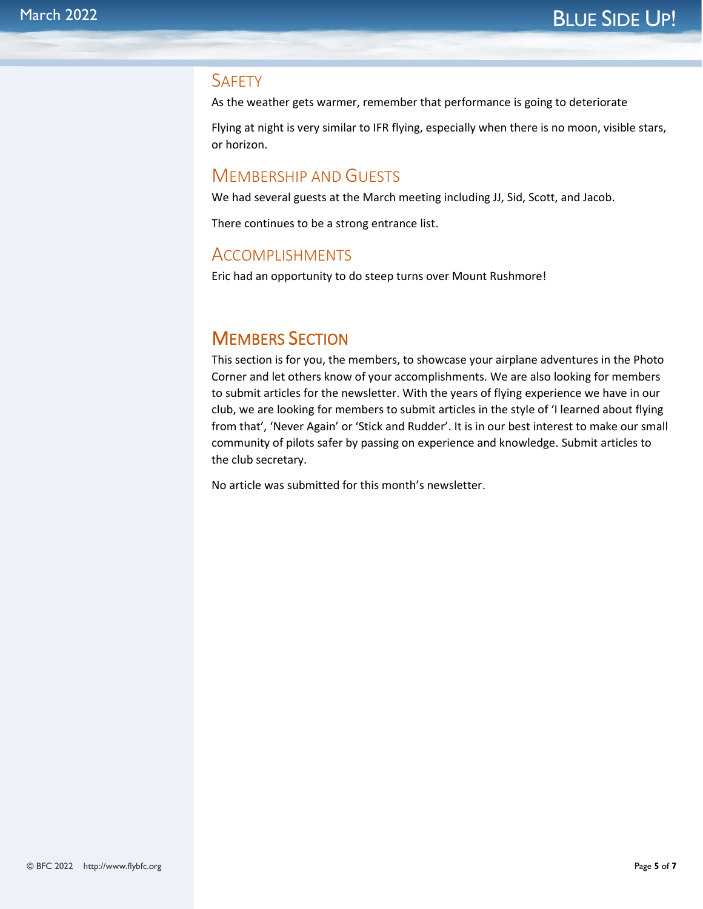## Safety

As the weather gets warmer, remember that performance is going to deteriorate

Flying at night is very similar to IFR flying, especially when there is no moon, visible stars, or horizon.

## Membership and Guests

We had several guests at the March meeting including JJ, Sid, Scott, and Jacob.

There continues to be a strong entrance list.

## Accomplishments

Eric had an opportunity to do steep turns over Mount Rushmore!

# Members Section

This section is for you, the members, to showcase your airplane adventures in the Photo Corner and let others know of your accomplishments. We are also looking for members to submit articles for the newsletter. With the years of flying experience we have in our club, we are looking for members to submit articles in the style of 'I learned about flying from that', 'Never Again' or 'Stick and Rudder'. It is in our best interest to make our small community of pilots safer by passing on experience and knowledge. Submit articles to the club secretary.

No article was submitted for this month's newsletter.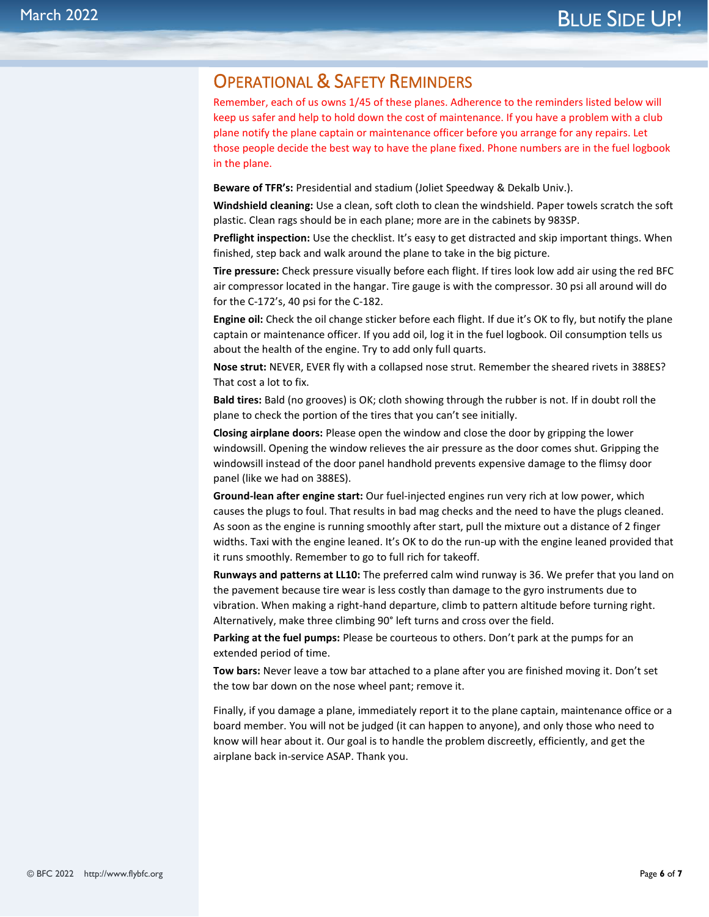## Operational & Safety Reminders

Remember, each of us owns 1/45 of these planes. Adherence to the reminders listed below will keep us safer and help to hold down the cost of maintenance. If you have a problem with a club plane notify the plane captain or maintenance officer before you arrange for any repairs. Let those people decide the best way to have the plane fixed. Phone numbers are in the fuel logbook in the plane.

**Beware of TFR's:** Presidential and stadium (Joliet Speedway & Dekalb Univ.).

**Windshield cleaning:** Use a clean, soft cloth to clean the windshield. Paper towels scratch the soft plastic. Clean rags should be in each plane; more are in the cabinets by 983SP.

**Preflight inspection:** Use the checklist. It's easy to get distracted and skip important things. When finished, step back and walk around the plane to take in the big picture.

**Tire pressure:** Check pressure visually before each flight. If tires look low add air using the red BFC air compressor located in the hangar. Tire gauge is with the compressor. 30 psi all around will do for the C-172's, 40 psi for the C-182.

**Engine oil:** Check the oil change sticker before each flight. If due it's OK to fly, but notify the plane captain or maintenance officer. If you add oil, log it in the fuel logbook. Oil consumption tells us about the health of the engine. Try to add only full quarts.

**Nose strut:** NEVER, EVER fly with a collapsed nose strut. Remember the sheared rivets in 388ES? That cost a lot to fix.

**Bald tires:** Bald (no grooves) is OK; cloth showing through the rubber is not. If in doubt roll the plane to check the portion of the tires that you can't see initially.

**Closing airplane doors:** Please open the window and close the door by gripping the lower windowsill. Opening the window relieves the air pressure as the door comes shut. Gripping the windowsill instead of the door panel handhold prevents expensive damage to the flimsy door panel (like we had on 388ES).

**Ground-lean after engine start:** Our fuel-injected engines run very rich at low power, which causes the plugs to foul. That results in bad mag checks and the need to have the plugs cleaned. As soon as the engine is running smoothly after start, pull the mixture out a distance of 2 finger widths. Taxi with the engine leaned. It's OK to do the run-up with the engine leaned provided that it runs smoothly. Remember to go to full rich for takeoff.

**Runways and patterns at LL10:** The preferred calm wind runway is 36. We prefer that you land on the pavement because tire wear is less costly than damage to the gyro instruments due to vibration. When making a right-hand departure, climb to pattern altitude before turning right. Alternatively, make three climbing 90° left turns and cross over the field.

**Parking at the fuel pumps:** Please be courteous to others. Don't park at the pumps for an extended period of time.

**Tow bars:** Never leave a tow bar attached to a plane after you are finished moving it. Don't set the tow bar down on the nose wheel pant; remove it.

Finally, if you damage a plane, immediately report it to the plane captain, maintenance office or a board member. You will not be judged (it can happen to anyone), and only those who need to know will hear about it. Our goal is to handle the problem discreetly, efficiently, and get the airplane back in-service ASAP. Thank you.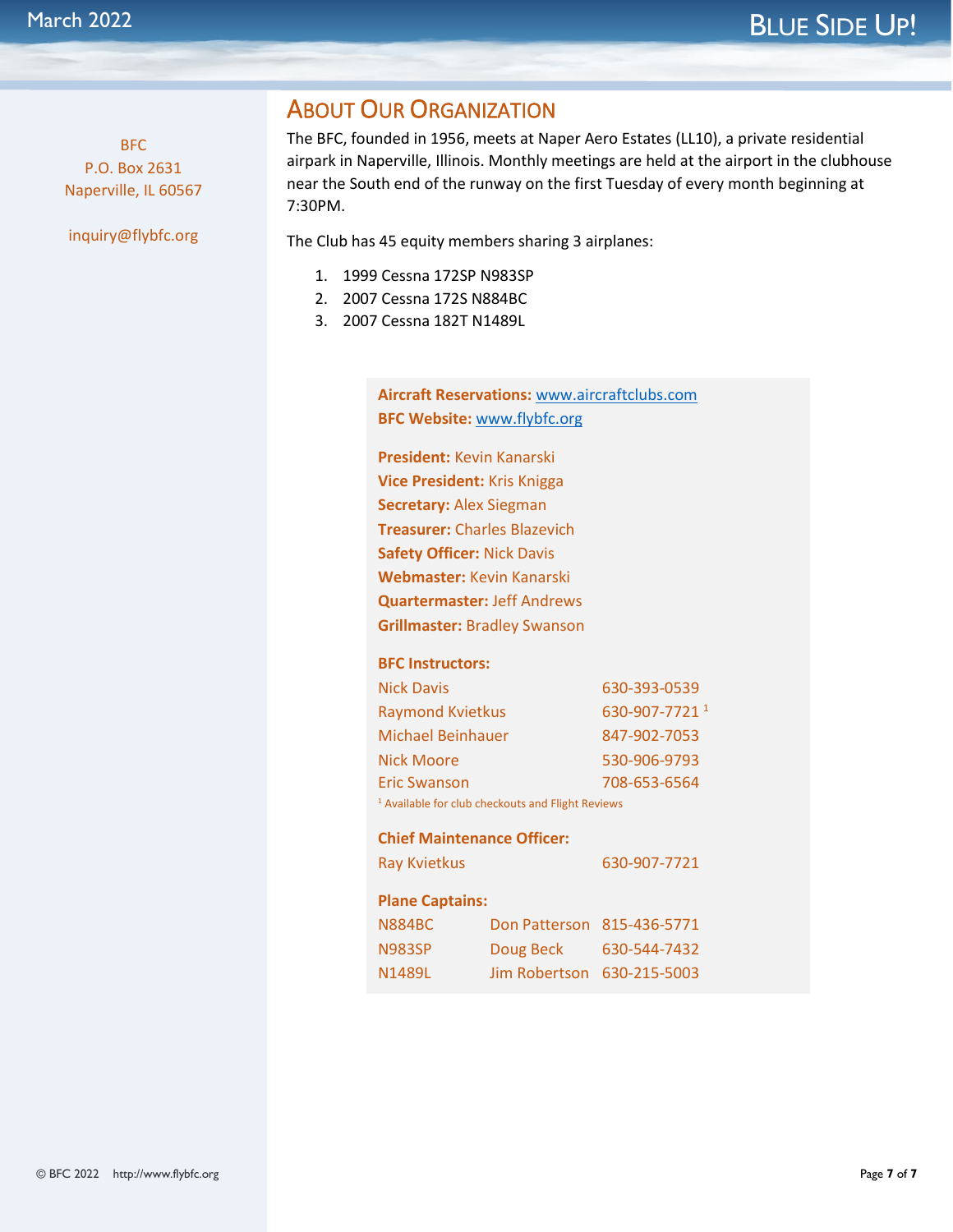BFC
P.O. Box 2631
Naperville, IL 60567

inquiry@flybfc.org

# About Our Organization

The BFC, founded in 1956, meets at Naper Aero Estates (LL10), a private residential airpark in Naperville, Illinois. Monthly meetings are held at the airport in the clubhouse near the South end of the runway on the first Tuesday of every month beginning at 7:30PM.

The Club has 45 equity members sharing 3 airplanes:

1. 1999 Cessna 172SP N983SP
2. 2007 Cessna 172S N884BC
3. 2007 Cessna 182T N1489L

**Aircraft Reservations:** www.aircraftclubs.com
**BFC Website:** www.flybfc.org

**President:** Kevin Kanarski
**Vice President:** Kris Knigga
**Secretary:** Alex Siegman
**Treasurer:** Charles Blazevich
**Safety Officer:** Nick Davis
**Webmaster:** Kevin Kanarski
**Quartermaster:** Jeff Andrews
**Grillmaster:** Bradley Swanson

**BFC Instructors:**

| | |
|---|---|
| Nick Davis | 630-393-0539 |
| Raymond Kvietkus | 630-907-7721 [1] |
| Michael Beinhauer | 847-902-7053 |
| Nick Moore | 530-906-9793 |
| Eric Swanson | 708-653-6564 |

[1] Available for club checkouts and Flight Reviews

**Chief Maintenance Officer:**

Ray Kvietkus 630-907-7721

**Plane Captains:**

| | | |
|---|---|---|
| N884BC | Don Patterson | 815-436-5771 |
| N983SP | Doug Beck | 630-544-7432 |
| N1489L | Jim Robertson | 630-215-5003 |